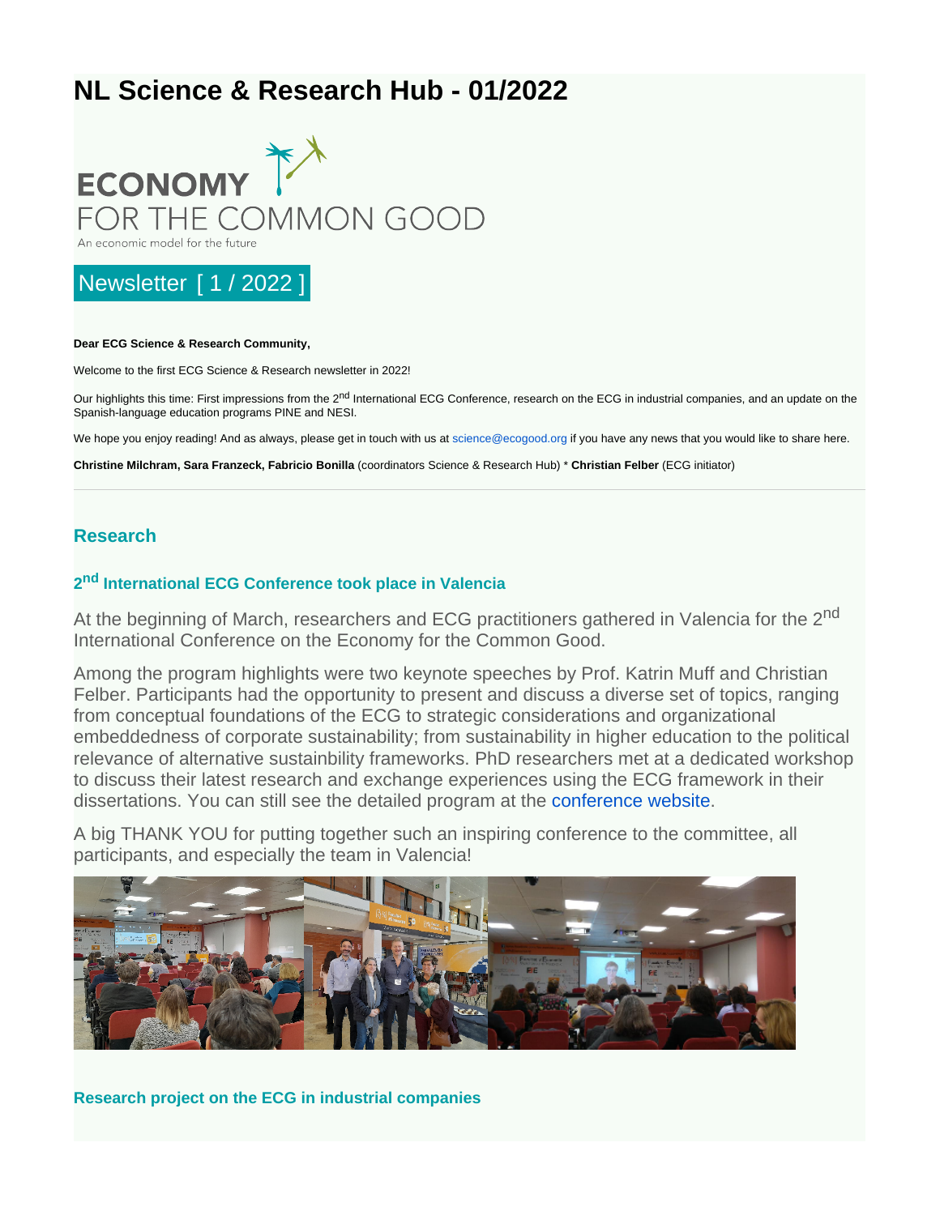# NL Science & Research Hub - 01/2022

ECONOMY FOR THE COMMON GOOD

An economic model for the future

## Newsletter [ 1 / 2022 ]

**Dear ECG Science & Research Community,**

Welcome to the first ECG Science & Research newsletter in 2022!

Our highlights this time: First impressions from the 2nd International ECG Conference, research on the ECG in industrial companies, and an update on the Spanish-language education programs PINE and NESI.

We hope you enjoy reading! And as always, please get in touch with us at science@ecogood.org if you have any news that you would like to share here.

**Christine Milchram, Sara Franzeck, Fabricio Bonilla** (coordinators Science & Research Hub) * **Christian Felber** (ECG initiator)

---

## Research

### 2nd International ECG Conference took place in Valencia

At the beginning of March, researchers and ECG practitioners gathered in Valencia for the 2nd International Conference on the Economy for the Common Good.

Among the program highlights were two keynote speeches by Prof. Katrin Muff and Christian Felber. Participants had the opportunity to present and discuss a diverse set of topics, ranging from conceptual foundations of the ECG to strategic considerations and organizational embeddedness of corporate sustainability; from sustainability in higher education to the political relevance of alternative sustainbility frameworks. PhD researchers met at a dedicated workshop to discuss their latest research and exchange experiences using the ECG framework in their dissertations. You can still see the detailed program at the conference website.

A big THANK YOU for putting together such an inspiring conference to the committee, all participants, and especially the team in Valencia!

### Research project on the ECG in industrial companies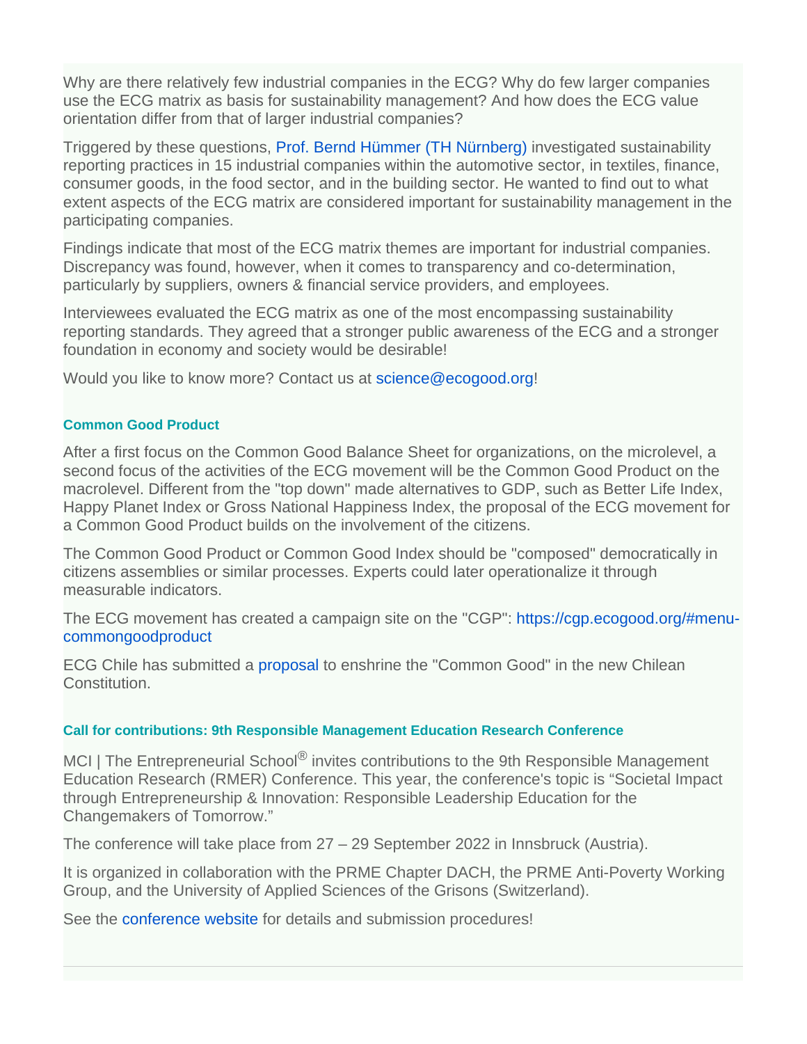Why are there relatively few industrial companies in the ECG? Why do few larger companies use the ECG matrix as basis for sustainability management? And how does the ECG value orientation differ from that of larger industrial companies?

Triggered by these questions, Prof. Bernd Hümmer (TH Nürnberg) investigated sustainability reporting practices in 15 industrial companies within the automotive sector, in textiles, finance, consumer goods, in the food sector, and in the building sector. He wanted to find out to what extent aspects of the ECG matrix are considered important for sustainability management in the participating companies.

Findings indicate that most of the ECG matrix themes are important for industrial companies. Discrepancy was found, however, when it comes to transparency and co-determination, particularly by suppliers, owners & financial service providers, and employees.

Interviewees evaluated the ECG matrix as one of the most encompassing sustainability reporting standards. They agreed that a stronger public awareness of the ECG and a stronger foundation in economy and society would be desirable!

Would you like to know more? Contact us at science@ecogood.org!

#### Common Good Product

After a first focus on the Common Good Balance Sheet for organizations, on the microlevel, a second focus of the activities of the ECG movement will be the Common Good Product on the macrolevel. Different from the "top down" made alternatives to GDP, such as Better Life Index, Happy Planet Index or Gross National Happiness Index, the proposal of the ECG movement for a Common Good Product builds on the involvement of the citizens.

The Common Good Product or Common Good Index should be "composed" democratically in citizens assemblies or similar processes. Experts could later operationalize it through measurable indicators.

The ECG movement has created a campaign site on the "CGP": https://cgp.ecogood.org/#menu-commongoodproduct

ECG Chile has submitted a proposal to enshrine the "Common Good" in the new Chilean Constitution.

#### Call for contributions: 9th Responsible Management Education Research Conference

MCI | The Entrepreneurial School® invites contributions to the 9th Responsible Management Education Research (RMER) Conference. This year, the conference's topic is “Societal Impact through Entrepreneurship & Innovation: Responsible Leadership Education for the Changemakers of Tomorrow.”

The conference will take place from 27 – 29 September 2022 in Innsbruck (Austria).

It is organized in collaboration with the PRME Chapter DACH, the PRME Anti-Poverty Working Group, and the University of Applied Sciences of the Grisons (Switzerland).

See the conference website for details and submission procedures!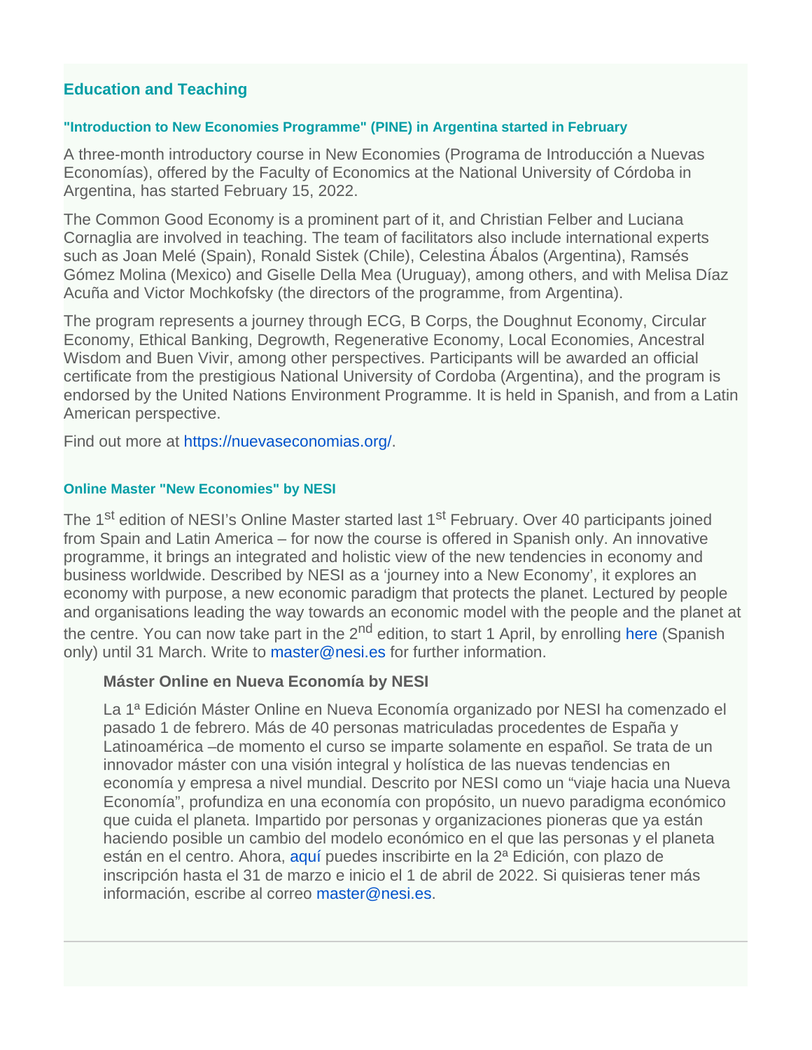## Education and Teaching

### "Introduction to New Economies Programme" (PINE) in Argentina started in February

A three-month introductory course in New Economies (Programa de Introducción a Nuevas Economías), offered by the Faculty of Economics at the National University of Córdoba in Argentina, has started February 15, 2022.

The Common Good Economy is a prominent part of it, and Christian Felber and Luciana Cornaglia are involved in teaching. The team of facilitators also include international experts such as Joan Melé (Spain), Ronald Sistek (Chile), Celestina Ábalos (Argentina), Ramsés Gómez Molina (Mexico) and Giselle Della Mea (Uruguay), among others, and with Melisa Díaz Acuña and Victor Mochkofsky (the directors of the programme, from Argentina).

The program represents a journey through ECG, B Corps, the Doughnut Economy, Circular Economy, Ethical Banking, Degrowth, Regenerative Economy, Local Economies, Ancestral Wisdom and Buen Vivir, among other perspectives. Participants will be awarded an official certificate from the prestigious National University of Cordoba (Argentina), and the program is endorsed by the United Nations Environment Programme. It is held in Spanish, and from a Latin American perspective.

Find out more at https://nuevaseconomias.org/.

### Online Master "New Economies" by NESI

The 1st edition of NESI's Online Master started last 1st February. Over 40 participants joined from Spain and Latin America – for now the course is offered in Spanish only. An innovative programme, it brings an integrated and holistic view of the new tendencies in economy and business worldwide. Described by NESI as a 'journey into a New Economy', it explores an economy with purpose, a new economic paradigm that protects the planet. Lectured by people and organisations leading the way towards an economic model with the people and the planet at the centre. You can now take part in the 2nd edition, to start 1 April, by enrolling here (Spanish only) until 31 March. Write to master@nesi.es for further information.

> **Máster Online en Nueva Economía by NESI**
>
> La 1ª Edición Máster Online en Nueva Economía organizado por NESI ha comenzado el pasado 1 de febrero. Más de 40 personas matriculadas procedentes de España y Latinoamérica –de momento el curso se imparte solamente en español. Se trata de un innovador máster con una visión integral y holística de las nuevas tendencias en economía y empresa a nivel mundial. Descrito por NESI como un "viaje hacia una Nueva Economía", profundiza en una economía con propósito, un nuevo paradigma económico que cuida el planeta. Impartido por personas y organizaciones pioneras que ya están haciendo posible un cambio del modelo económico en el que las personas y el planeta están en el centro. Ahora, aquí puedes inscribirte en la 2ª Edición, con plazo de inscripción hasta el 31 de marzo e inicio el 1 de abril de 2022. Si quisieras tener más información, escribe al correo master@nesi.es.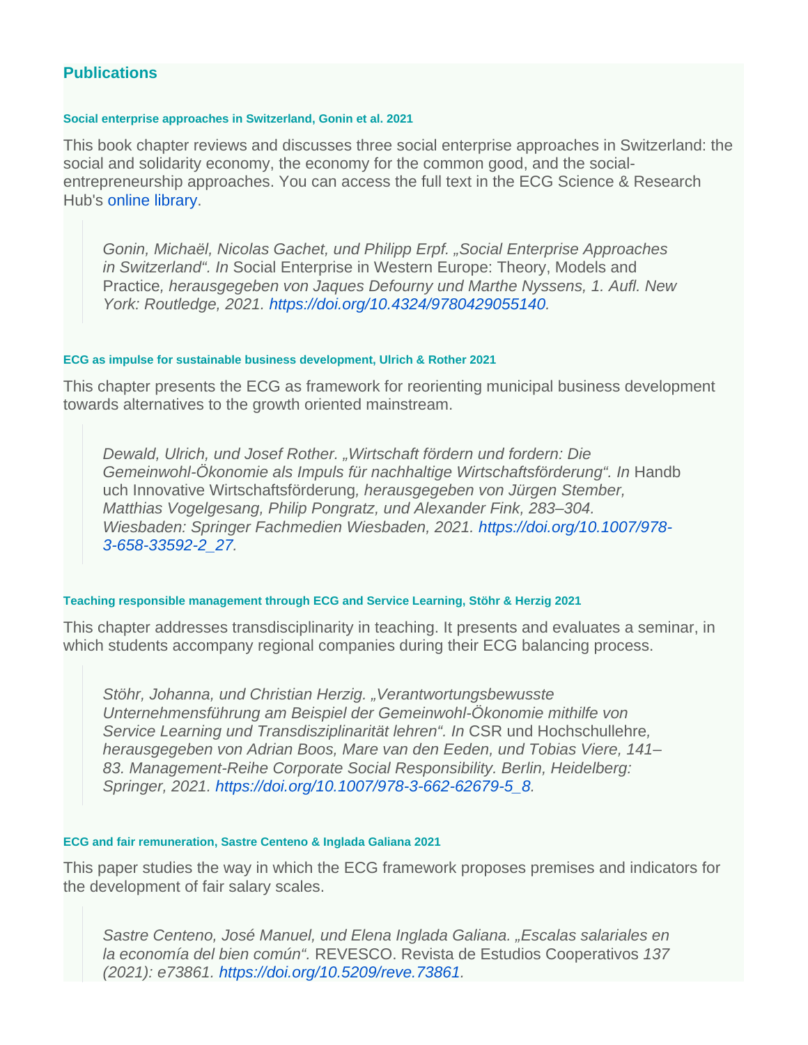## Publications

#### Social enterprise approaches in Switzerland, Gonin et al. 2021

This book chapter reviews and discusses three social enterprise approaches in Switzerland: the social and solidarity economy, the economy for the common good, and the social-entrepreneurship approaches. You can access the full text in the ECG Science & Research Hub's online library.

> *Gonin, Michaël, Nicolas Gachet, und Philipp Erpf. „Social Enterprise Approaches in Switzerland". In* Social Enterprise in Western Europe: Theory, Models and Practice*, herausgegeben von Jaques Defourny und Marthe Nyssens, 1. Aufl. New York: Routledge, 2021. https://doi.org/10.4324/9780429055140.*

#### ECG as impulse for sustainable business development, Ulrich & Rother 2021

This chapter presents the ECG as framework for reorienting municipal business development towards alternatives to the growth oriented mainstream.

> *Dewald, Ulrich, und Josef Rother. „Wirtschaft fördern und fordern: Die Gemeinwohl-Ökonomie als Impuls für nachhaltige Wirtschaftsförderung". In* Handbuch Innovative Wirtschaftsförderung*, herausgegeben von Jürgen Stember, Matthias Vogelgesang, Philip Pongratz, und Alexander Fink, 283–304. Wiesbaden: Springer Fachmedien Wiesbaden, 2021. https://doi.org/10.1007/978-3-658-33592-2_27.*

#### Teaching responsible management through ECG and Service Learning, Stöhr & Herzig 2021

This chapter addresses transdisciplinarity in teaching. It presents and evaluates a seminar, in which students accompany regional companies during their ECG balancing process.

> *Stöhr, Johanna, und Christian Herzig. „Verantwortungsbewusste Unternehmensführung am Beispiel der Gemeinwohl-Ökonomie mithilfe von Service Learning und Transdisziplinarität lehren". In* CSR und Hochschullehre*, herausgegeben von Adrian Boos, Mare van den Eeden, und Tobias Viere, 141–83. Management-Reihe Corporate Social Responsibility. Berlin, Heidelberg: Springer, 2021. https://doi.org/10.1007/978-3-662-62679-5_8.*

#### ECG and fair remuneration, Sastre Centeno & Inglada Galiana 2021

This paper studies the way in which the ECG framework proposes premises and indicators for the development of fair salary scales.

> *Sastre Centeno, José Manuel, und Elena Inglada Galiana. „Escalas salariales en la economía del bien común".* REVESCO. Revista de Estudios Cooperativos *137 (2021): e73861. https://doi.org/10.5209/reve.73861.*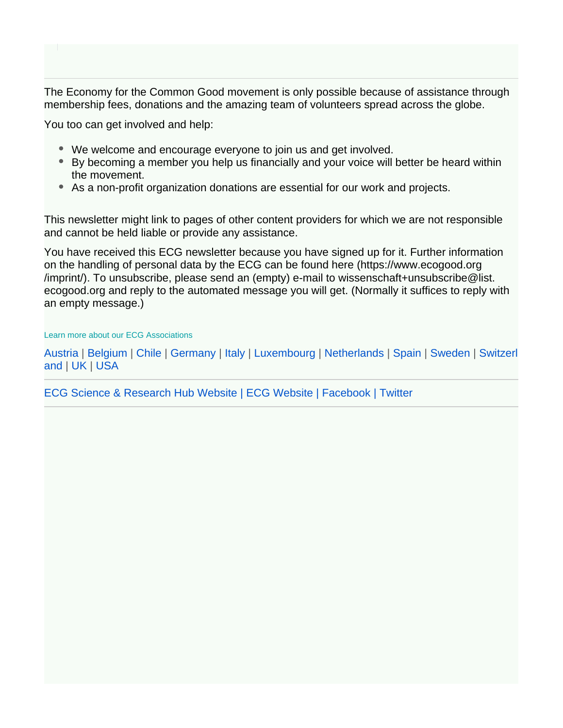The Economy for the Common Good movement is only possible because of assistance through membership fees, donations and the amazing team of volunteers spread across the globe.

You too can get involved and help:

- We welcome and encourage everyone to join us and get involved.
- By becoming a member you help us financially and your voice will better be heard within the movement.
- As a non-profit organization donations are essential for our work and projects.

This newsletter might link to pages of other content providers for which we are not responsible and cannot be held liable or provide any assistance.

You have received this ECG newsletter because you have signed up for it. Further information on the handling of personal data by the ECG can be found here (https://www.ecogood.org/imprint/). To unsubscribe, please send an (empty) e-mail to wissenschaft+unsubscribe@list.ecogood.org and reply to the automated message you will get. (Normally it suffices to reply with an empty message.)

Learn more about our ECG Associations

Austria | Belgium | Chile | Germany | Italy | Luxembourg | Netherlands | Spain | Sweden | Switzerland | UK | USA

ECG Science & Research Hub Website | ECG Website | Facebook | Twitter